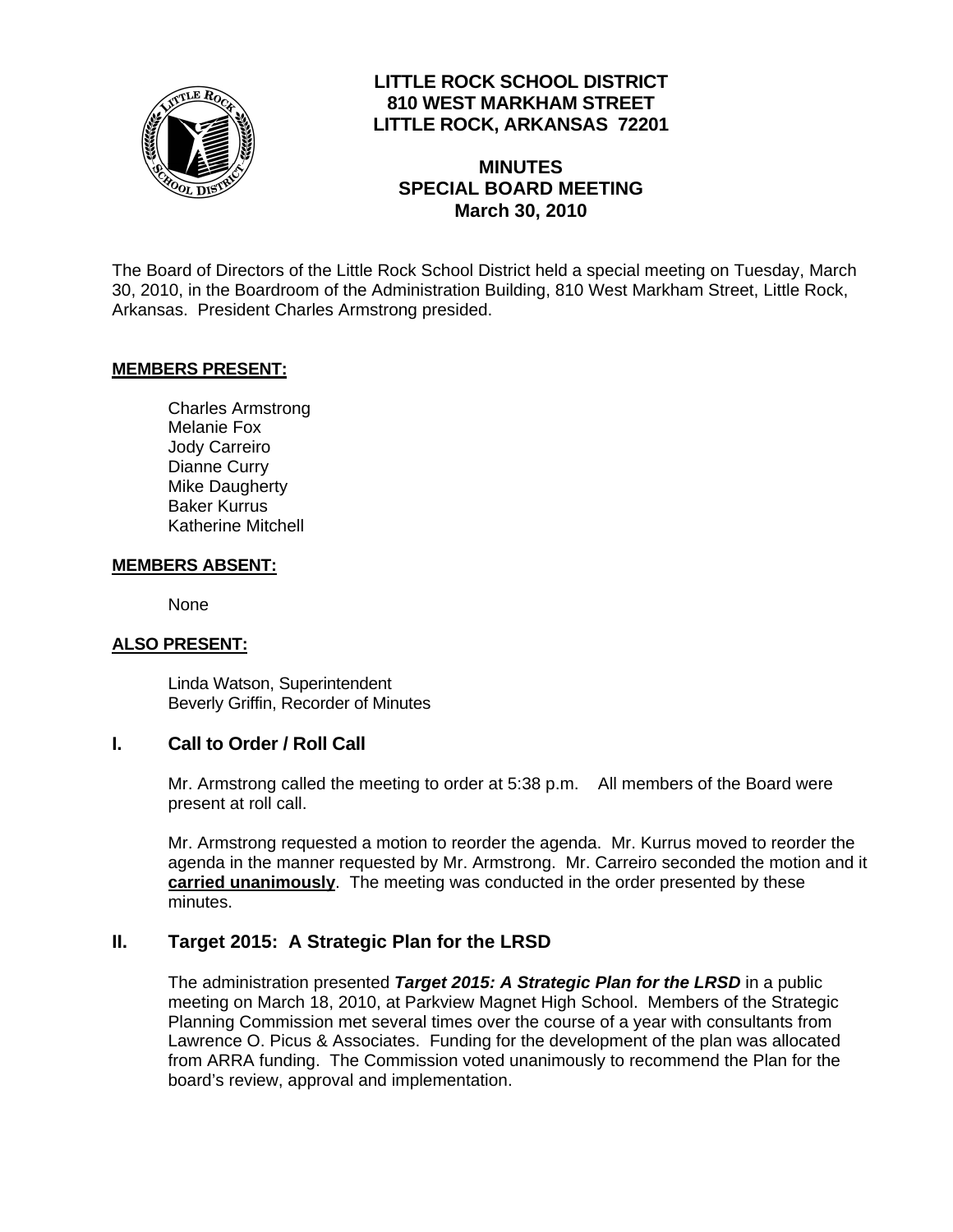# LITTLE ROCK SCHOOL DISTRICT
**810 WEST MARKHAM STREET**
**LITTLE ROCK, ARKANSAS 72201**

## MINUTES
## SPECIAL BOARD MEETING
## March 30, 2010

The Board of Directors of the Little Rock School District held a special meeting on Tuesday, March 30, 2010, in the Boardroom of the Administration Building, 810 West Markham Street, Little Rock, Arkansas. President Charles Armstrong presided.

**MEMBERS PRESENT:**

Charles Armstrong
Melanie Fox
Jody Carreiro
Dianne Curry
Mike Daugherty
Baker Kurrus
Katherine Mitchell

**MEMBERS ABSENT:**

None

**ALSO PRESENT:**

Linda Watson, Superintendent
Beverly Griffin, Recorder of Minutes

## I. Call to Order / Roll Call

Mr. Armstrong called the meeting to order at 5:38 p.m. All members of the Board were present at roll call.

Mr. Armstrong requested a motion to reorder the agenda. Mr. Kurrus moved to reorder the agenda in the manner requested by Mr. Armstrong. Mr. Carreiro seconded the motion and it **carried unanimously**. The meeting was conducted in the order presented by these minutes.

## II. Target 2015: A Strategic Plan for the LRSD

The administration presented ***Target 2015: A Strategic Plan for the LRSD*** in a public meeting on March 18, 2010, at Parkview Magnet High School. Members of the Strategic Planning Commission met several times over the course of a year with consultants from Lawrence O. Picus & Associates. Funding for the development of the plan was allocated from ARRA funding. The Commission voted unanimously to recommend the Plan for the board's review, approval and implementation.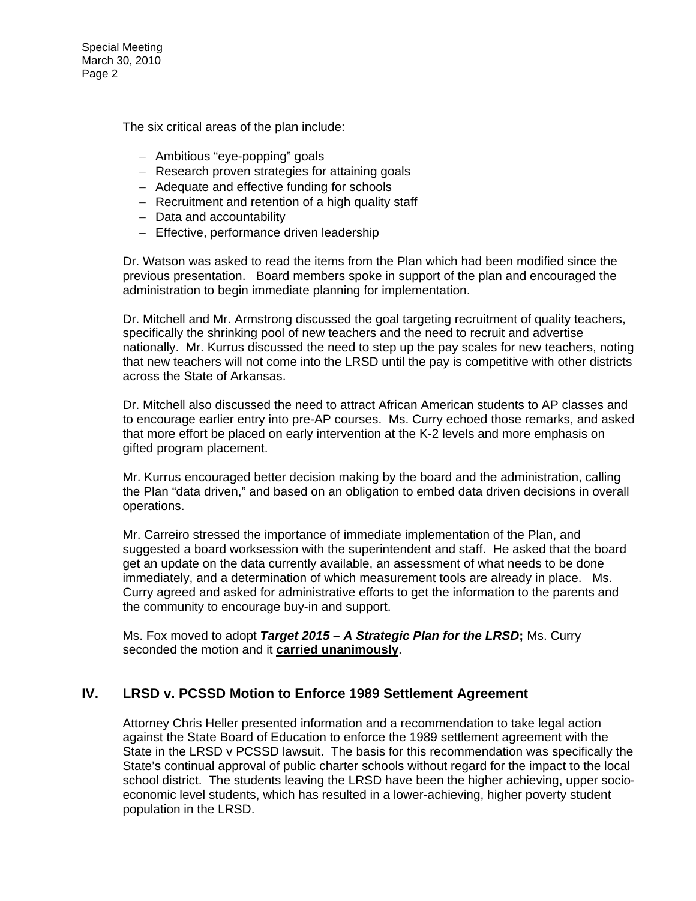The six critical areas of the plan include:

- Ambitious "eye-popping" goals
- Research proven strategies for attaining goals
- Adequate and effective funding for schools
- Recruitment and retention of a high quality staff
- Data and accountability
- Effective, performance driven leadership

Dr. Watson was asked to read the items from the Plan which had been modified since the previous presentation. Board members spoke in support of the plan and encouraged the administration to begin immediate planning for implementation.

Dr. Mitchell and Mr. Armstrong discussed the goal targeting recruitment of quality teachers, specifically the shrinking pool of new teachers and the need to recruit and advertise nationally. Mr. Kurrus discussed the need to step up the pay scales for new teachers, noting that new teachers will not come into the LRSD until the pay is competitive with other districts across the State of Arkansas.

Dr. Mitchell also discussed the need to attract African American students to AP classes and to encourage earlier entry into pre-AP courses. Ms. Curry echoed those remarks, and asked that more effort be placed on early intervention at the K-2 levels and more emphasis on gifted program placement.

Mr. Kurrus encouraged better decision making by the board and the administration, calling the Plan "data driven," and based on an obligation to embed data driven decisions in overall operations.

Mr. Carreiro stressed the importance of immediate implementation of the Plan, and suggested a board worksession with the superintendent and staff. He asked that the board get an update on the data currently available, an assessment of what needs to be done immediately, and a determination of which measurement tools are already in place. Ms. Curry agreed and asked for administrative efforts to get the information to the parents and the community to encourage buy-in and support.

Ms. Fox moved to adopt ***Target 2015 – A Strategic Plan for the LRSD*****;** Ms. Curry seconded the motion and it **carried unanimously**.

## IV. LRSD v. PCSSD Motion to Enforce 1989 Settlement Agreement

Attorney Chris Heller presented information and a recommendation to take legal action against the State Board of Education to enforce the 1989 settlement agreement with the State in the LRSD v PCSSD lawsuit. The basis for this recommendation was specifically the State's continual approval of public charter schools without regard for the impact to the local school district. The students leaving the LRSD have been the higher achieving, upper socio-economic level students, which has resulted in a lower-achieving, higher poverty student population in the LRSD.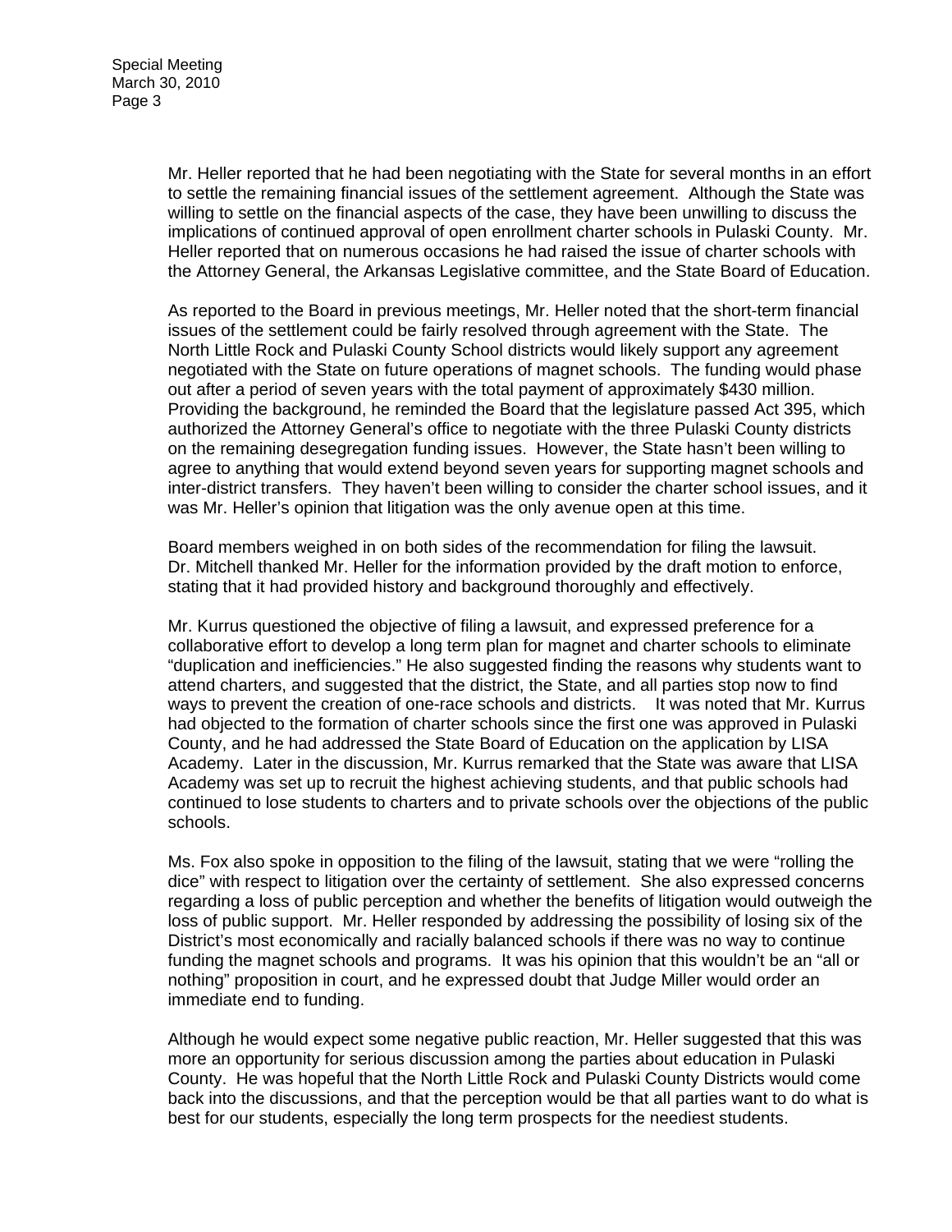Mr. Heller reported that he had been negotiating with the State for several months in an effort to settle the remaining financial issues of the settlement agreement. Although the State was willing to settle on the financial aspects of the case, they have been unwilling to discuss the implications of continued approval of open enrollment charter schools in Pulaski County. Mr. Heller reported that on numerous occasions he had raised the issue of charter schools with the Attorney General, the Arkansas Legislative committee, and the State Board of Education.

As reported to the Board in previous meetings, Mr. Heller noted that the short-term financial issues of the settlement could be fairly resolved through agreement with the State. The North Little Rock and Pulaski County School districts would likely support any agreement negotiated with the State on future operations of magnet schools. The funding would phase out after a period of seven years with the total payment of approximately $430 million. Providing the background, he reminded the Board that the legislature passed Act 395, which authorized the Attorney General's office to negotiate with the three Pulaski County districts on the remaining desegregation funding issues. However, the State hasn't been willing to agree to anything that would extend beyond seven years for supporting magnet schools and inter-district transfers. They haven't been willing to consider the charter school issues, and it was Mr. Heller's opinion that litigation was the only avenue open at this time.

Board members weighed in on both sides of the recommendation for filing the lawsuit. Dr. Mitchell thanked Mr. Heller for the information provided by the draft motion to enforce, stating that it had provided history and background thoroughly and effectively.

Mr. Kurrus questioned the objective of filing a lawsuit, and expressed preference for a collaborative effort to develop a long term plan for magnet and charter schools to eliminate "duplication and inefficiencies." He also suggested finding the reasons why students want to attend charters, and suggested that the district, the State, and all parties stop now to find ways to prevent the creation of one-race schools and districts. It was noted that Mr. Kurrus had objected to the formation of charter schools since the first one was approved in Pulaski County, and he had addressed the State Board of Education on the application by LISA Academy. Later in the discussion, Mr. Kurrus remarked that the State was aware that LISA Academy was set up to recruit the highest achieving students, and that public schools had continued to lose students to charters and to private schools over the objections of the public schools.

Ms. Fox also spoke in opposition to the filing of the lawsuit, stating that we were "rolling the dice" with respect to litigation over the certainty of settlement. She also expressed concerns regarding a loss of public perception and whether the benefits of litigation would outweigh the loss of public support. Mr. Heller responded by addressing the possibility of losing six of the District's most economically and racially balanced schools if there was no way to continue funding the magnet schools and programs. It was his opinion that this wouldn't be an "all or nothing" proposition in court, and he expressed doubt that Judge Miller would order an immediate end to funding.

Although he would expect some negative public reaction, Mr. Heller suggested that this was more an opportunity for serious discussion among the parties about education in Pulaski County. He was hopeful that the North Little Rock and Pulaski County Districts would come back into the discussions, and that the perception would be that all parties want to do what is best for our students, especially the long term prospects for the neediest students.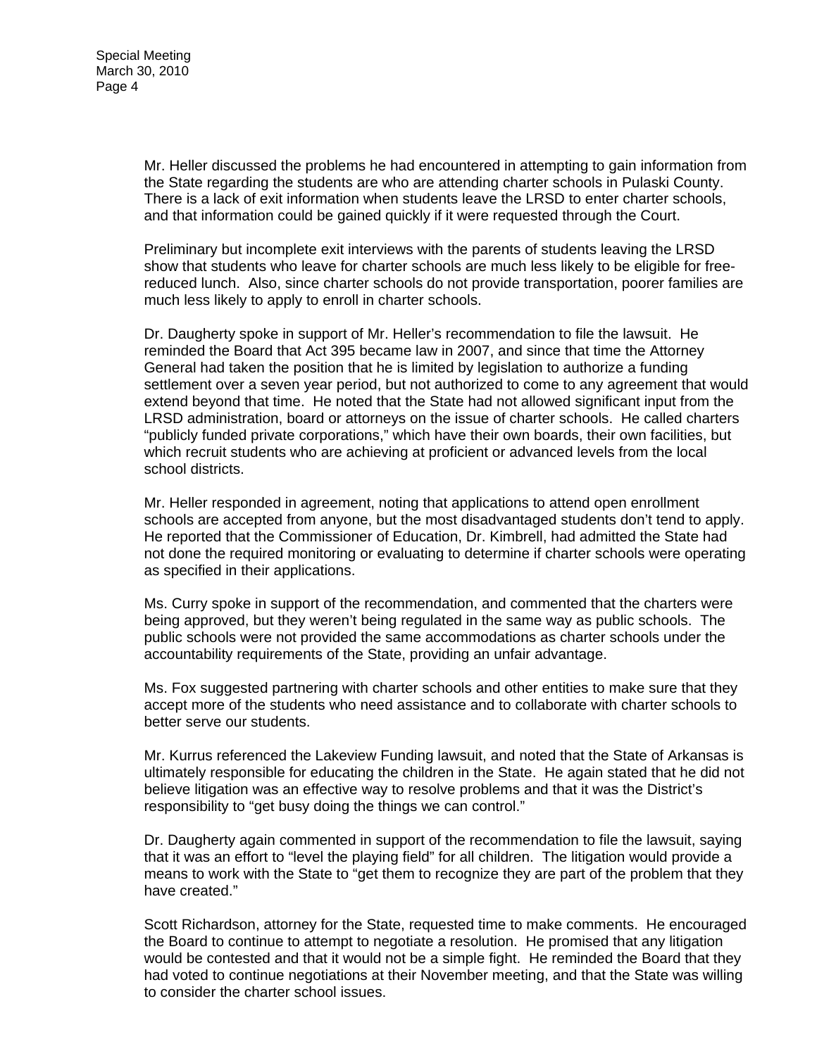Mr. Heller discussed the problems he had encountered in attempting to gain information from the State regarding the students are who are attending charter schools in Pulaski County. There is a lack of exit information when students leave the LRSD to enter charter schools, and that information could be gained quickly if it were requested through the Court.

Preliminary but incomplete exit interviews with the parents of students leaving the LRSD show that students who leave for charter schools are much less likely to be eligible for free-reduced lunch. Also, since charter schools do not provide transportation, poorer families are much less likely to apply to enroll in charter schools.

Dr. Daugherty spoke in support of Mr. Heller's recommendation to file the lawsuit. He reminded the Board that Act 395 became law in 2007, and since that time the Attorney General had taken the position that he is limited by legislation to authorize a funding settlement over a seven year period, but not authorized to come to any agreement that would extend beyond that time. He noted that the State had not allowed significant input from the LRSD administration, board or attorneys on the issue of charter schools. He called charters "publicly funded private corporations," which have their own boards, their own facilities, but which recruit students who are achieving at proficient or advanced levels from the local school districts.

Mr. Heller responded in agreement, noting that applications to attend open enrollment schools are accepted from anyone, but the most disadvantaged students don't tend to apply. He reported that the Commissioner of Education, Dr. Kimbrell, had admitted the State had not done the required monitoring or evaluating to determine if charter schools were operating as specified in their applications.

Ms. Curry spoke in support of the recommendation, and commented that the charters were being approved, but they weren't being regulated in the same way as public schools. The public schools were not provided the same accommodations as charter schools under the accountability requirements of the State, providing an unfair advantage.

Ms. Fox suggested partnering with charter schools and other entities to make sure that they accept more of the students who need assistance and to collaborate with charter schools to better serve our students.

Mr. Kurrus referenced the Lakeview Funding lawsuit, and noted that the State of Arkansas is ultimately responsible for educating the children in the State. He again stated that he did not believe litigation was an effective way to resolve problems and that it was the District's responsibility to "get busy doing the things we can control."

Dr. Daugherty again commented in support of the recommendation to file the lawsuit, saying that it was an effort to "level the playing field" for all children. The litigation would provide a means to work with the State to "get them to recognize they are part of the problem that they have created."

Scott Richardson, attorney for the State, requested time to make comments. He encouraged the Board to continue to attempt to negotiate a resolution. He promised that any litigation would be contested and that it would not be a simple fight. He reminded the Board that they had voted to continue negotiations at their November meeting, and that the State was willing to consider the charter school issues.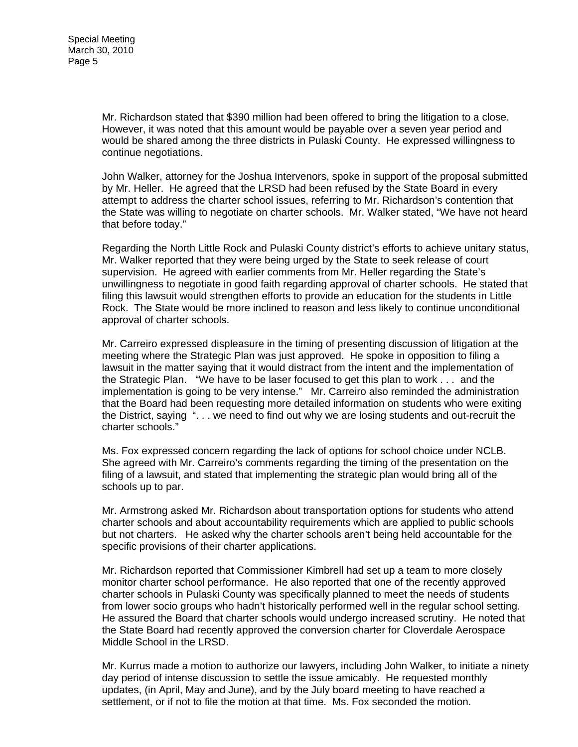Mr. Richardson stated that $390 million had been offered to bring the litigation to a close. However, it was noted that this amount would be payable over a seven year period and would be shared among the three districts in Pulaski County. He expressed willingness to continue negotiations.

John Walker, attorney for the Joshua Intervenors, spoke in support of the proposal submitted by Mr. Heller. He agreed that the LRSD had been refused by the State Board in every attempt to address the charter school issues, referring to Mr. Richardson's contention that the State was willing to negotiate on charter schools. Mr. Walker stated, "We have not heard that before today."

Regarding the North Little Rock and Pulaski County district's efforts to achieve unitary status, Mr. Walker reported that they were being urged by the State to seek release of court supervision. He agreed with earlier comments from Mr. Heller regarding the State's unwillingness to negotiate in good faith regarding approval of charter schools. He stated that filing this lawsuit would strengthen efforts to provide an education for the students in Little Rock. The State would be more inclined to reason and less likely to continue unconditional approval of charter schools.

Mr. Carreiro expressed displeasure in the timing of presenting discussion of litigation at the meeting where the Strategic Plan was just approved. He spoke in opposition to filing a lawsuit in the matter saying that it would distract from the intent and the implementation of the Strategic Plan. "We have to be laser focused to get this plan to work . . . and the implementation is going to be very intense." Mr. Carreiro also reminded the administration that the Board had been requesting more detailed information on students who were exiting the District, saying ". . . we need to find out why we are losing students and out-recruit the charter schools."

Ms. Fox expressed concern regarding the lack of options for school choice under NCLB. She agreed with Mr. Carreiro's comments regarding the timing of the presentation on the filing of a lawsuit, and stated that implementing the strategic plan would bring all of the schools up to par.

Mr. Armstrong asked Mr. Richardson about transportation options for students who attend charter schools and about accountability requirements which are applied to public schools but not charters. He asked why the charter schools aren't being held accountable for the specific provisions of their charter applications.

Mr. Richardson reported that Commissioner Kimbrell had set up a team to more closely monitor charter school performance. He also reported that one of the recently approved charter schools in Pulaski County was specifically planned to meet the needs of students from lower socio groups who hadn't historically performed well in the regular school setting. He assured the Board that charter schools would undergo increased scrutiny. He noted that the State Board had recently approved the conversion charter for Cloverdale Aerospace Middle School in the LRSD.

Mr. Kurrus made a motion to authorize our lawyers, including John Walker, to initiate a ninety day period of intense discussion to settle the issue amicably. He requested monthly updates, (in April, May and June), and by the July board meeting to have reached a settlement, or if not to file the motion at that time. Ms. Fox seconded the motion.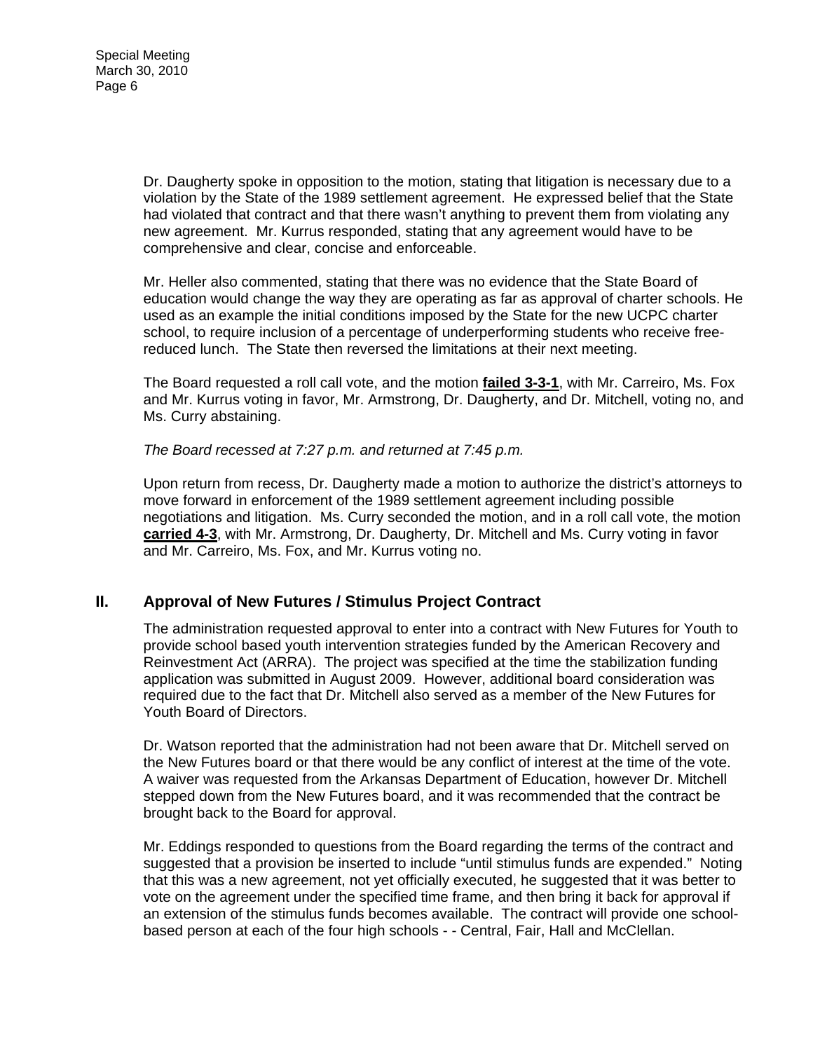Dr. Daugherty spoke in opposition to the motion, stating that litigation is necessary due to a violation by the State of the 1989 settlement agreement. He expressed belief that the State had violated that contract and that there wasn't anything to prevent them from violating any new agreement. Mr. Kurrus responded, stating that any agreement would have to be comprehensive and clear, concise and enforceable.

Mr. Heller also commented, stating that there was no evidence that the State Board of education would change the way they are operating as far as approval of charter schools. He used as an example the initial conditions imposed by the State for the new UCPC charter school, to require inclusion of a percentage of underperforming students who receive free-reduced lunch. The State then reversed the limitations at their next meeting.

The Board requested a roll call vote, and the motion **failed 3-3-1**, with Mr. Carreiro, Ms. Fox and Mr. Kurrus voting in favor, Mr. Armstrong, Dr. Daugherty, and Dr. Mitchell, voting no, and Ms. Curry abstaining.

*The Board recessed at 7:27 p.m. and returned at 7:45 p.m.*

Upon return from recess, Dr. Daugherty made a motion to authorize the district's attorneys to move forward in enforcement of the 1989 settlement agreement including possible negotiations and litigation. Ms. Curry seconded the motion, and in a roll call vote, the motion **carried 4-3**, with Mr. Armstrong, Dr. Daugherty, Dr. Mitchell and Ms. Curry voting in favor and Mr. Carreiro, Ms. Fox, and Mr. Kurrus voting no.

## II. Approval of New Futures / Stimulus Project Contract

The administration requested approval to enter into a contract with New Futures for Youth to provide school based youth intervention strategies funded by the American Recovery and Reinvestment Act (ARRA). The project was specified at the time the stabilization funding application was submitted in August 2009. However, additional board consideration was required due to the fact that Dr. Mitchell also served as a member of the New Futures for Youth Board of Directors.

Dr. Watson reported that the administration had not been aware that Dr. Mitchell served on the New Futures board or that there would be any conflict of interest at the time of the vote. A waiver was requested from the Arkansas Department of Education, however Dr. Mitchell stepped down from the New Futures board, and it was recommended that the contract be brought back to the Board for approval.

Mr. Eddings responded to questions from the Board regarding the terms of the contract and suggested that a provision be inserted to include "until stimulus funds are expended." Noting that this was a new agreement, not yet officially executed, he suggested that it was better to vote on the agreement under the specified time frame, and then bring it back for approval if an extension of the stimulus funds becomes available. The contract will provide one school-based person at each of the four high schools - - Central, Fair, Hall and McClellan.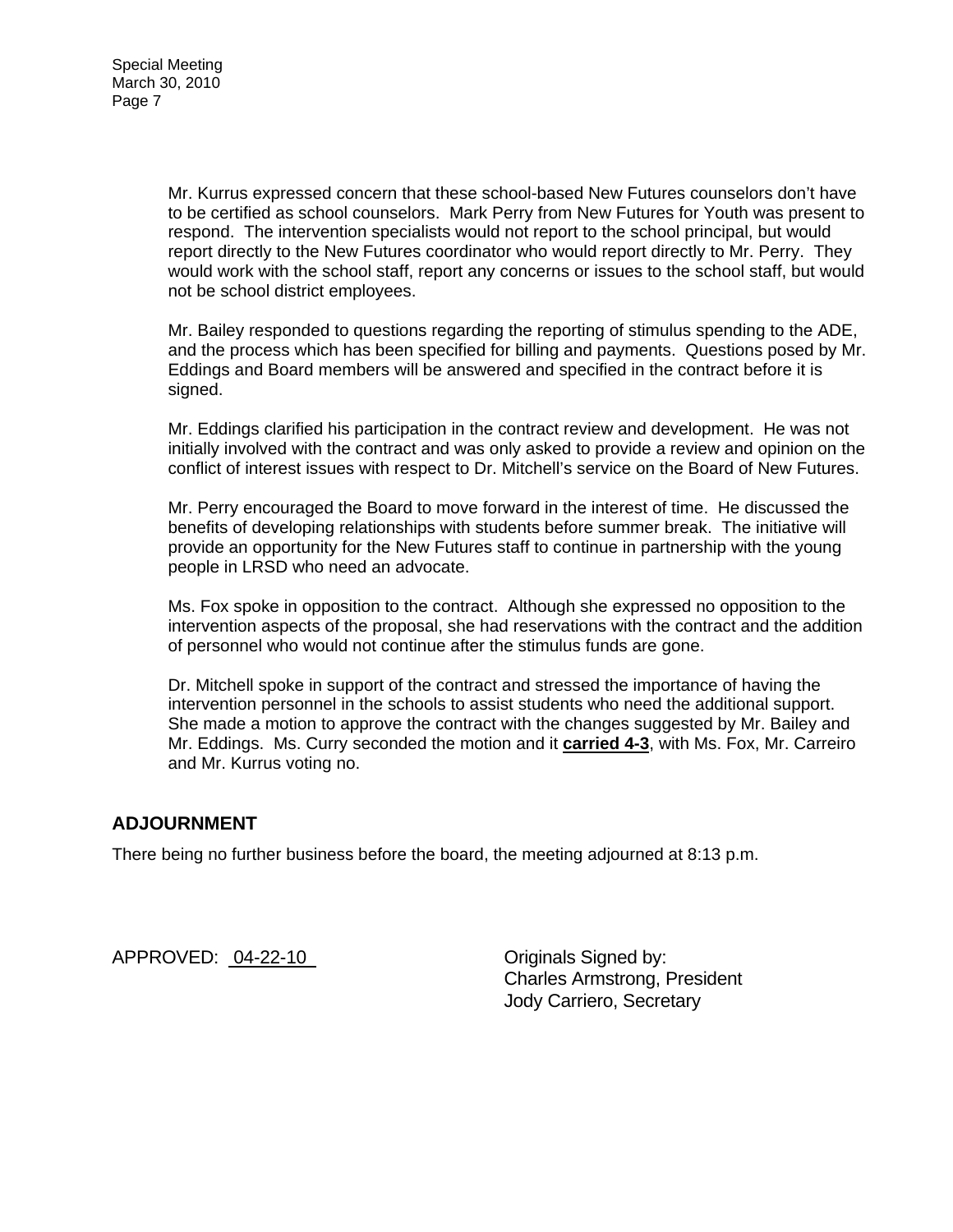Mr. Kurrus expressed concern that these school-based New Futures counselors don't have to be certified as school counselors. Mark Perry from New Futures for Youth was present to respond. The intervention specialists would not report to the school principal, but would report directly to the New Futures coordinator who would report directly to Mr. Perry. They would work with the school staff, report any concerns or issues to the school staff, but would not be school district employees.

Mr. Bailey responded to questions regarding the reporting of stimulus spending to the ADE, and the process which has been specified for billing and payments. Questions posed by Mr. Eddings and Board members will be answered and specified in the contract before it is signed.

Mr. Eddings clarified his participation in the contract review and development. He was not initially involved with the contract and was only asked to provide a review and opinion on the conflict of interest issues with respect to Dr. Mitchell's service on the Board of New Futures.

Mr. Perry encouraged the Board to move forward in the interest of time. He discussed the benefits of developing relationships with students before summer break. The initiative will provide an opportunity for the New Futures staff to continue in partnership with the young people in LRSD who need an advocate.

Ms. Fox spoke in opposition to the contract. Although she expressed no opposition to the intervention aspects of the proposal, she had reservations with the contract and the addition of personnel who would not continue after the stimulus funds are gone.

Dr. Mitchell spoke in support of the contract and stressed the importance of having the intervention personnel in the schools to assist students who need the additional support. She made a motion to approve the contract with the changes suggested by Mr. Bailey and Mr. Eddings. Ms. Curry seconded the motion and it **carried 4-3**, with Ms. Fox, Mr. Carreiro and Mr. Kurrus voting no.

## ADJOURNMENT

There being no further business before the board, the meeting adjourned at 8:13 p.m.

APPROVED: 04-22-10

Originals Signed by:
Charles Armstrong, President
Jody Carriero, Secretary